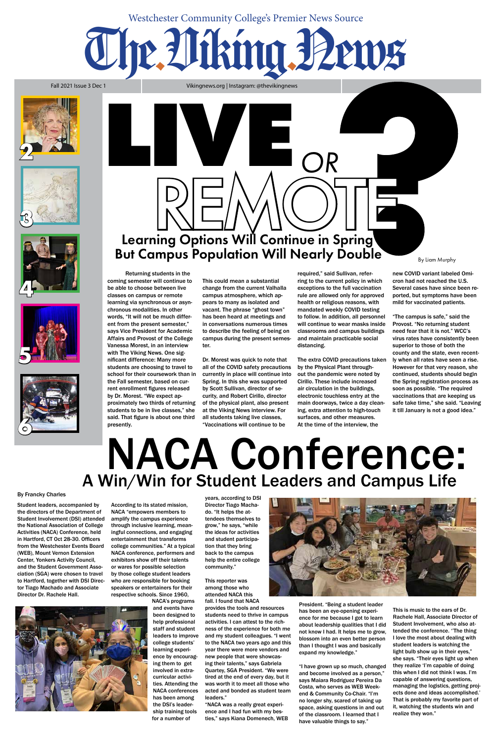Westchester Community College's Premier News Source

# The Viking News

Fall 2021 Issue 3 Dec 1 | Vikingnews.org | Instagram: @thevikingnews

# LIVE OR REMOTE?

## Learning Options Will Continue in Spring But Campus Population Will Nearly Double

By Liam Murphy

Returning students in the coming semester will continue to be able to choose between live classes on campus or remote learning via synchronous or asynchronous modalities. In other words, "It will not be much different from the present semester," says Vice President for Academic Affairs and Provost of the College Vanessa Morest, in an interview with The Viking News. One significant difference: Many more students are choosing to travel to school for their coursework than in the Fall semester, based on current enrollment figures released by Dr. Morest. "We expect approximately two thirds of returning students to be in live classes," she said. That figure is about one third presently.

This could mean a substantial change from the current Valhalla campus atmosphere, which appears to many as isolated and vacant. The phrase "ghost town" has been heard at meetings and in conversations numerous times to describe the feeling of being on campus during the present semester.

Dr. Morest was quick to note that all of the COVID safety precautions currently in place will continue into Spring. In this she was supported by Scott Sullivan, director of security, and Robert Cirillo, director of the physical plant, also present at the Viking News interview. For all students taking live classes, "Vaccinations will continue to be required," said Sullivan, referring to the current policy in which exceptions to the full vaccination rule are allowed only for approved health or religious reasons, with mandated weekly COVID testing to follow. In addition, all personnel will continue to wear masks inside classrooms and campus buildings and maintain practicable social distancing.

The extra COVID precautions taken by the Physical Plant throughout the pandemic were noted by Cirillo. These include increased air circulation in the buildings, electronic touchless entry at the main doorways, twice a day cleaning, extra attention to high-touch surfaces, and other measures. At the time of the interview, the new COVID variant labeled Omicron had not reached the U.S. Several cases have since been reported, but symptoms have been mild for vaccinated patients.

"The campus is safe," said the Provost. "No returning student need fear that it is not." WCC's virus rates have consistently been superior to those of both the county and the state, even recently when all rates have seen a rise. However for that very reason, she continued, students should begin the Spring registration process as soon as possible. "The required vaccinations that are keeping us safe take time," she said. "Leaving it till January is not a good idea."

# NACA Conference:

## A Win/Win for Student Leaders and Campus Life

By Francky Charles

Student leaders, accompanied by the directors of the Department of Student Involvement (DSI) attended the National Association of College Activities (NACA) Conference, held in Hartford, CT Oct 28-30. Officers from the Westchester Events Board (WEB), Mount Vernon Extension Center, Yonkers Activity Council, and the Student Government Association (SGA) were chosen to travel to Hartford, together with DSI Director Tiago Machado and Associate Director Dr. Rachele Hall.

According to its stated mission, NACA "empowers members to amplify the campus experience through inclusive learning, meaningful connections, and engaging entertainment that transforms college communities." At a typical NACA conference, performers and exhibitors show off their talents or wares for possible selection by those college student leaders who are responsible for booking speakers or entertainers for their respective schools. Since 1960, NACA's programs and events have been designed to help professional staff and student leaders to improve college students' learning experience by encouraging them to get involved in extra-curricular activities. Attending the NACA conferences has been among the DSI's leadership training tools for a number of years, according to DSI Director Tiago Machado. "It helps the attendees themselves to grow," he says, "while the ideas for activities and student participation that they bring back to the campus help the entire college community."

This reporter was among those who attended NACA this fall. I found that NACA provides the tools and resources students need to thrive in campus activities. I can attest to the richness of the experience for both me and my student colleagues. "I went to the NACA two years ago and this year there were more vendors and new people that were showcasing their talents," says Gabriela Quartey, SGA President. "We were tired at the end of every day, but it was worth it to meet all those who acted and bonded as student team leaders."

"NACA was a really great experience and I had fun with my besties," says Kiana Domenech, WEB President. "Being a student leader has been an eye-opening experience for me because I got to learn about leadership qualities that I did not know I had. It helps me to grow, blossom into an even better person than I thought I was and basically expand my knowledge."

"I have grown up so much, changed and become involved as a person," says Maiara Rodriguez Pereira Da Costa, who serves as WEB Weekend & Community Co-Chair. "I'm no longer shy, scared of taking up space, asking questions in and out of the classroom. I learned that I have valuable things to say."

This is music to the ears of Dr. Rachele Hall, Associate Director of Student Involvement, who also attended the conference. "The thing I love the most about dealing with student leaders is watching the light bulb show up in their eyes," she says. "Their eyes light up when they realize 'I'm capable of doing this when I did not think I was. I'm capable of answering questions, managing the logistics, getting projects done and ideas accomplished.' That is probably my favorite part of it, watching the students win and realize they won."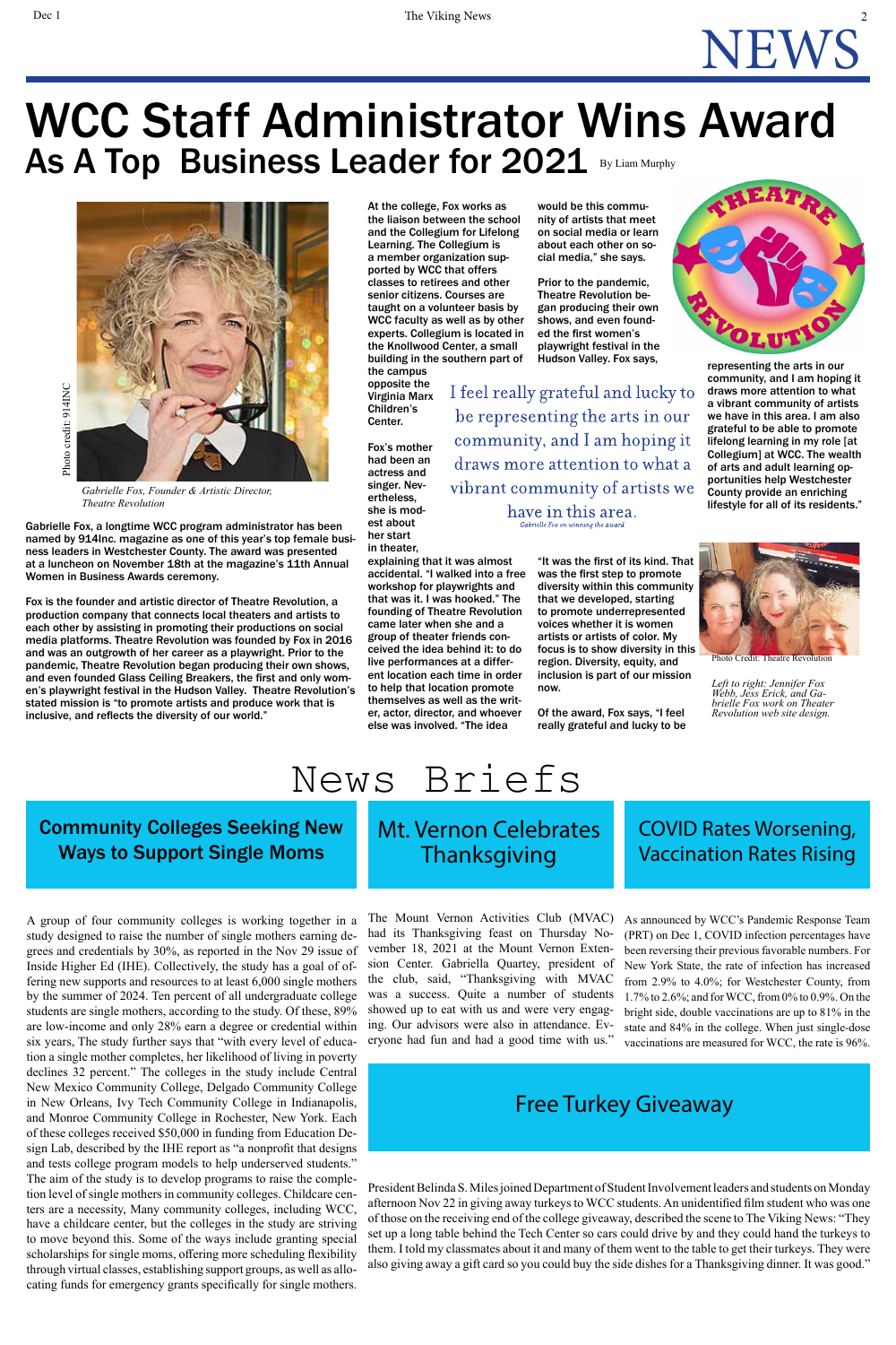# NEWS

# WCC Staff Administrator Wins Award As A Top Business Leader for 2021

By Liam Murphy

Photo credit: 914INC

*Gabrielle Fox, Founder & Artistic Director, Theatre Revolution*

**Gabrielle Fox, a longtime WCC program administrator has been named by 914Inc. magazine as one of this year's top female business leaders in Westchester County. The award was presented at a luncheon on November 18th at the magazine's 11th Annual Women in Business Awards ceremony.**

**Fox is the founder and artistic director of Theatre Revolution, a production company that connects local theaters and artists to each other by assisting in promoting their productions on social media platforms. Theatre Revolution was founded by Fox in 2016 and was an outgrowth of her career as a playwright. Prior to the pandemic, Theatre Revolution began producing their own shows, and even founded Glass Ceiling Breakers, the first and only women's playwright festival in the Hudson Valley. Theatre Revolution's stated mission is "to promote artists and produce work that is inclusive, and reflects the diversity of our world."**

**At the college, Fox works as the liaison between the school and the Collegium for Lifelong Learning. The Collegium is a member organization supported by WCC that offers classes to retirees and other senior citizens. Courses are taught on a volunteer basis by WCC faculty as well as by other experts. Collegium is located in the Knollwood Center, a small building in the southern part of the campus opposite the Virginia Marx Children's Center.**

**Fox's mother had been an actress and singer. Nevertheless, she is modest about her start in theater, explaining that it was almost accidental. "I walked into a free workshop for playwrights and that was it. I was hooked." The founding of Theatre Revolution came later when she and a group of theater friends conceived the idea behind it: to do live performances at a different location each time in order to help that location promote themselves as well as the writer, actor, director, and whoever else was involved. "The idea would be this community of artists that meet on social media or learn about each other on social media," she says.**

**Prior to the pandemic, Theatre Revolution began producing their own shows, and even founded the first women's playwright festival in the Hudson Valley. Fox says, "It was the first of its kind. That was the first step to promote diversity within this community that we developed, starting to promote underrepresented voices whether it is women artists or artists of color. My focus is to show diversity in this region. Diversity, equity, and inclusion is part of our mission now.**

**Of the award, Fox says, "I feel really grateful and lucky to be representing the arts in our community, and I am hoping it draws more attention to what a vibrant community of artists we have in this area. I am also grateful to be able to promote lifelong learning in my role [at Collegium] at WCC. The wealth of arts and adult learning opportunities help Westchester County provide an enriching lifestyle for all of its residents."**

> I feel really grateful and lucky to be representing the arts in our community, and I am hoping it draws more attention to what a vibrant community of artists we have in this area.
>
> *Gabrielle Fox on winning the award*

THEATRE REVOLUTION

Photo Credit: Theatre Revolution

*Left to right: Jennifer Fox Webb, Jess Erick, and Gabrielle Fox work on Theater Revolution web site design.*

# News Briefs

## Community Colleges Seeking New Ways to Support Single Moms

A group of four community colleges is working together in a study designed to raise the number of single mothers earning degrees and credentials by 30%, as reported in the Nov 29 issue of Inside Higher Ed (IHE). Collectively, the study has a goal of offering new supports and resources to at least 6,000 single mothers by the summer of 2024. Ten percent of all undergraduate college students are single mothers, according to the study. Of these, 89% are low-income and only 28% earn a degree or credential within six years, The study further says that "with every level of education a single mother completes, her likelihood of living in poverty declines 32 percent." The colleges in the study include Central New Mexico Community College, Delgado Community College in New Orleans, Ivy Tech Community College in Indianapolis, and Monroe Community College in Rochester, New York. Each of these colleges received $50,000 in funding from Education Design Lab, described by the IHE report as "a nonprofit that designs and tests college program models to help underserved students." The aim of the study is to develop programs to raise the completion level of single mothers in community colleges. Childcare centers are a necessity, Many community colleges, including WCC, have a childcare center, but the colleges in the study are striving to move beyond this. Some of the ways include granting special scholarships for single moms, offering more scheduling flexibility through virtual classes, establishing support groups, as well as allocating funds for emergency grants specifically for single mothers.

## Mt. Vernon Celebrates Thanksgiving

The Mount Vernon Activities Club (MVAC) had its Thanksgiving feast on Thursday November 18, 2021 at the Mount Vernon Extension Center. Gabriella Quartey, president of the club, said, "Thanksgiving with MVAC was a success. Quite a number of students showed up to eat with us and were very engaging. Our advisors were also in attendance. Everyone had fun and had a good time with us."

## COVID Rates Worsening, Vaccination Rates Rising

As announced by WCC's Pandemic Response Team (PRT) on Dec 1, COVID infection percentages have been reversing their previous favorable numbers. For New York State, the rate of infection has increased from 2.9% to 4.0%; for Westchester County, from 1.7% to 2.6%; and for WCC, from 0% to 0.9%. On the bright side, double vaccinations are up to 81% in the state and 84% in the college. When just single-dose vaccinations are measured for WCC, the rate is 96%.

## Free Turkey Giveaway

President Belinda S. Miles joined Department of Student Involvement leaders and students on Monday afternoon Nov 22 in giving away turkeys to WCC students. An unidentified film student who was one of those on the receiving end of the college giveaway, described the scene to The Viking News: "They set up a long table behind the Tech Center so cars could drive by and they could hand the turkeys to them. I told my classmates about it and many of them went to the table to get their turkeys. They were also giving away a gift card so you could buy the side dishes for a Thanksgiving dinner. It was good."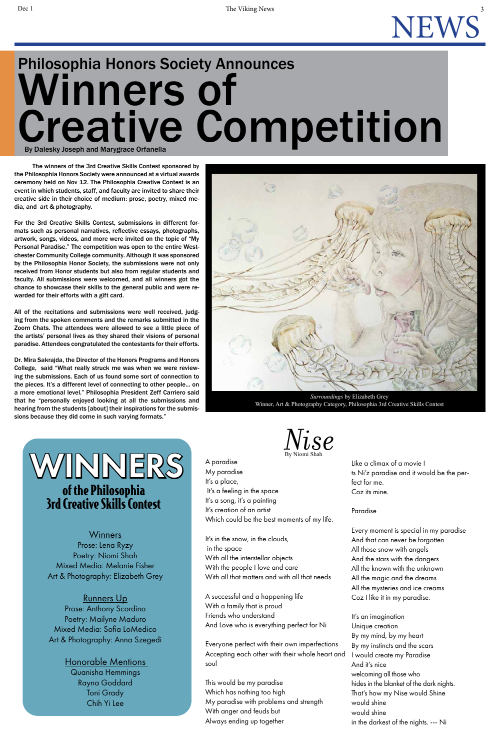# Philosophia Honors Society Announces Winners of Creative Competition

By Dalesky Joseph and Marygrace Orfanella

The winners of the 3rd Creative Skills Contest sponsored by the Philosophia Honors Society were announced at a virtual awards ceremony held on Nov 12. The Philosophia Creative Contest is an event in which students, staff, and faculty are invited to share their creative side in their choice of medium: prose, poetry, mixed media, and art & photography.

For the 3rd Creative Skills Contest, submissions in different formats such as personal narratives, reflective essays, photographs, artwork, songs, videos, and more were invited on the topic of "My Personal Paradise." The competition was open to the entire Westchester Community College community. Although it was sponsored by the Philosophia Honor Society, the submissions were not only received from Honor students but also from regular students and faculty. All submissions were welcomed, and all winners got the chance to showcase their skills to the general public and were rewarded for their efforts with a gift card.

All of the recitations and submissions were well received, judging from the spoken comments and the remarks submitted in the Zoom Chats. The attendees were allowed to see a little piece of the artists' personal lives as they shared their visions of personal paradise. Attendees congratulated the contestants for their efforts.

Dr. Mira Sakrajda, the Director of the Honors Programs and Honors College, said "What really struck me was when we were reviewing the submissions. Each of us found some sort of connection to the pieces. It's a different level of connecting to other people… on a more emotional level." Philosophia President Zeff Carriero said that he "personally enjoyed looking at all the submissions and hearing from the students [about] their inspirations for the submissions because they did come in such varying formats."

*Surroundings* by Elizabeth Grey
Winner, Art & Photography Category, Philosophia 3rd Creative Skills Contest

## WINNERS of the Philosophia 3rd Creative Skills Contest

**Winners**
Prose: Lena Ryzy
Poetry: Niomi Shah
Mixed Media: Melanie Fisher
Art & Photography: Elizabeth Grey

**Runners Up**
Prose: Anthony Scordino
Poetry: Mailyne Maduro
Mixed Media: Sofia LoMedico
Art & Photography: Anna Szegedi

**Honorable Mentions**
Quanisha Hemmings
Rayna Goddard
Toni Grady
Chih Yi Lee

## *Nise*

By Niomi Shah

A paradise
My paradise
It's a place,
It's a feeling in the space
It's a song, it's a painting
It's creation of an artist
Which could be the best moments of my life.

It's in the snow, in the clouds,
in the space
With all the interstellar objects
With the people I love and care
With all that matters and with all that needs

A successful and a happening life
With a family that is proud
Friends who understand
And Love who is everything perfect for Ni

Everyone perfect with their own imperfections
Accepting each other with their whole heart and soul

This would be my paradise
Which has nothing too high
My paradise with problems and strength
With anger and feuds but
Always ending up together

Like a climax of a movie I
ts Ni'z paradise and it would be the perfect for me.
Coz its mine.

Paradise

Every moment is special in my paradise
And that can never be forgotten
All those snow with angels
And the stars with the dangers
All the known with the unknown
All the magic and the dreams
All the mysteries and ice creams
Coz I like it in my paradise.

It's an imagination
Unique creation
By my mind, by my heart
By my instincts and the scars
I would create my Paradise
And it's nice
welcoming all those who
hides in the blanket of the dark nights.
That's how my Nise would Shine
would shine
would shine
in the darkest of the nights. --- Ni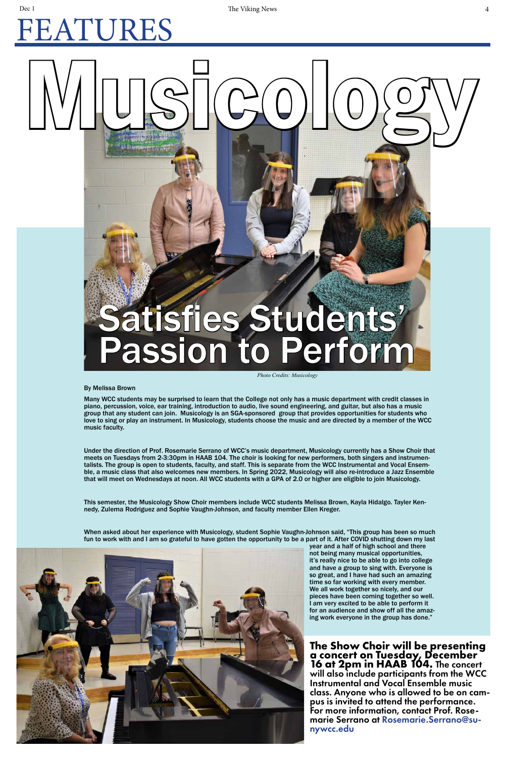# FEATURES

# Musicology Satisfies Students' Passion to Perform

*Photo Credits: Musicology*

By Melissa Brown

Many WCC students may be surprised to learn that the College not only has a music department with credit classes in piano, percussion, voice, ear training, introduction to audio, live sound engineering, and guitar, but also has a music group that any student can join. Musicology is an SGA-sponsored group that provides opportunities for students who love to sing or play an instrument. In Musicology, students choose the music and are directed by a member of the WCC music faculty.

Under the direction of Prof. Rosemarie Serrano of WCC's music department, Musicology currently has a Show Choir that meets on Tuesdays from 2-3:30pm in HAAB 104. The choir is looking for new performers, both singers and instrumentalists. The group is open to students, faculty, and staff. This is separate from the WCC Instrumental and Vocal Ensemble, a music class that also welcomes new members. In Spring 2022, Musicology will also re-introduce a Jazz Ensemble that will meet on Wednesdays at noon. All WCC students with a GPA of 2.0 or higher are eligible to join Musicology.

This semester, the Musicology Show Choir members include WCC students Melissa Brown, Kayla Hidalgo. Tayler Kennedy, Zulema Rodriguez and Sophie Vaughn-Johnson, and faculty member Ellen Kreger.

When asked about her experience with Musicology, student Sophie Vaughn-Johnson said, "This group has been so much fun to work with and I am so grateful to have gotten the opportunity to be a part of it. After COVID shutting down my last year and a half of high school and there not being many musical opportunities, it's really nice to be able to go into college and have a group to sing with. Everyone is so great, and I have had such an amazing time so far working with every member. We all work together so nicely, and our pieces have been coming together so well. I am very excited to be able to perform it for an audience and show off all the amazing work everyone in the group has done."

**The Show Choir will be presenting a concert on Tuesday, December 16 at 2pm in HAAB 104.** The concert will also include participants from the WCC Instrumental and Vocal Ensemble music class. Anyone who is allowed to be on campus is invited to attend the performance. For more information, contact Prof. Rosemarie Serrano at Rosemarie.Serrano@sunywcc.edu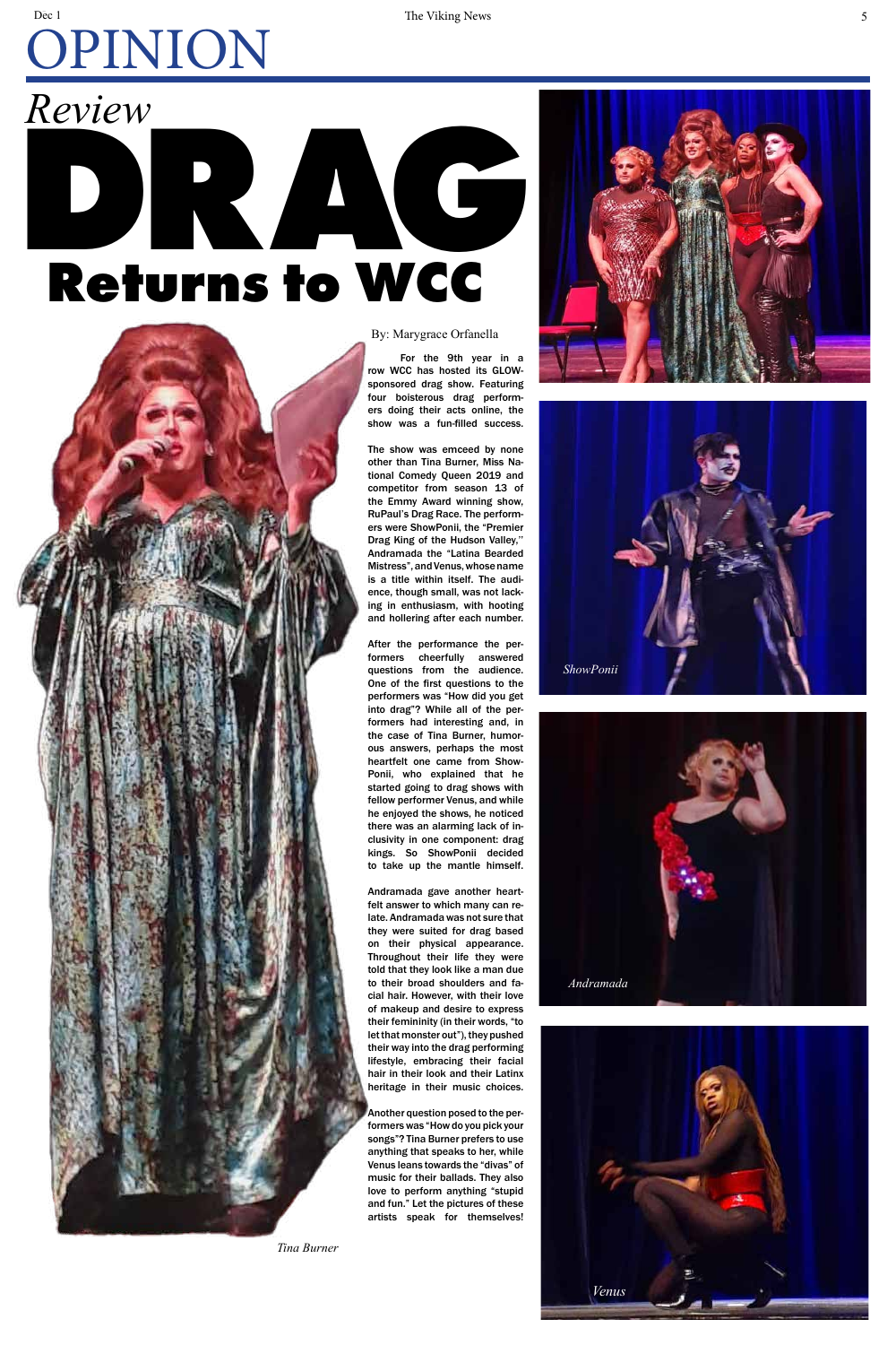# OPINION

*Review*

# DRAG Returns to WCC

By: Marygrace Orfanella

For the 9th year in a row WCC has hosted its GLOW-sponsored drag show. Featuring four boisterous drag performers doing their acts online, the show was a fun-filled success.

The show was emceed by none other than Tina Burner, Miss National Comedy Queen 2019 and competitor from season 13 of the Emmy Award winning show, RuPaul's Drag Race. The performers were ShowPonii, the "Premier Drag King of the Hudson Valley," Andramada the "Latina Bearded Mistress", and Venus, whose name is a title within itself. The audience, though small, was not lacking in enthusiasm, with hooting and hollering after each number.

After the performance the performers cheerfully answered questions from the audience. One of the first questions to the performers was "How did you get into drag"? While all of the performers had interesting and, in the case of Tina Burner, humorous answers, perhaps the most heartfelt one came from ShowPonii, who explained that he started going to drag shows with fellow performer Venus, and while he enjoyed the shows, he noticed there was an alarming lack of inclusivity in one component: drag kings. So ShowPonii decided to take up the mantle himself.

Andramada gave another heartfelt answer to which many can relate. Andramada was not sure that they were suited for drag based on their physical appearance. Throughout their life they were told that they look like a man due to their broad shoulders and facial hair. However, with their love of makeup and desire to express their femininity (in their words, "to let that monster out"), they pushed their way into the drag performing lifestyle, embracing their facial hair in their look and their Latinx heritage in their music choices.

Another question posed to the performers was "How do you pick your songs"? Tina Burner prefers to use anything that speaks to her, while Venus leans towards the "divas" of music for their ballads. They also love to perform anything "stupid and fun." Let the pictures of these artists speak for themselves!

*Tina Burner*

*ShowPonii*

*Andramada*

*Venus*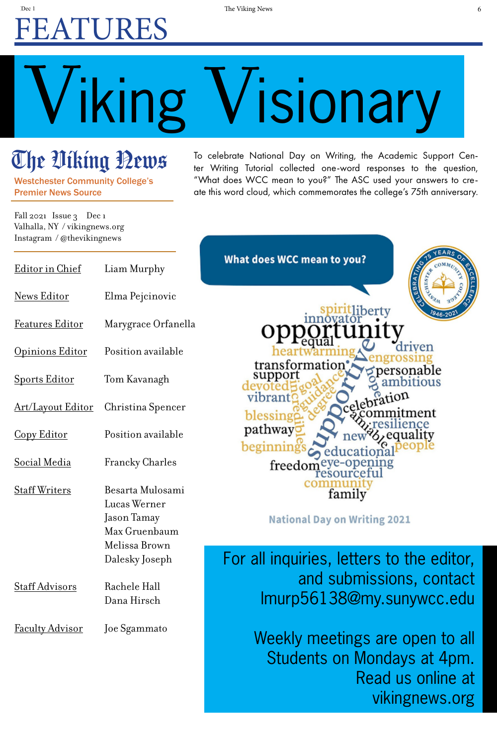# FEATURES

# Viking Visionary

## The Viking News

Westchester Community College's Premier News Source

Fall 2021 Issue 3 Dec 1
Valhalla, NY / vikingnews.org
Instagram / @thevikingnews

| | |
|---|---|
| Editor in Chief | Liam Murphy |
| News Editor | Elma Pejcinovic |
| Features Editor | Marygrace Orfanella |
| Opinions Editor | Position available |
| Sports Editor | Tom Kavanagh |
| Art/Layout Editor | Christina Spencer |
| Copy Editor | Position available |
| Social Media | Francky Charles |
| Staff Writers | Besarta Mulosami<br>Lucas Werner<br>Jason Tamay<br>Max Gruenbaum<br>Melissa Brown<br>Dalesky Joseph |
| Staff Advisors | Rachele Hall<br>Dana Hirsch |
| Faculty Advisor | Joe Sgammato |

To celebrate National Day on Writing, the Academic Support Center Writing Tutorial collected one-word responses to the question, "What does WCC mean to you?" The ASC used your answers to create this word cloud, which commemorates the college's 75th anniversary.

What does WCC mean to you?

spirit liberty innovator opportunity equal driven heartwarming engrossing transformation support personable ambitious devoted goal guidance hope vibrant incredible degree celebration blessing commitment pathway amiable resilience new equality beginnings educational people freedom eye-opening resourceful community family supportive

National Day on Writing 2021

For all inquiries, letters to the editor, and submissions, contact lmurp56138@my.sunywcc.edu

Weekly meetings are open to all Students on Mondays at 4pm. Read us online at vikingnews.org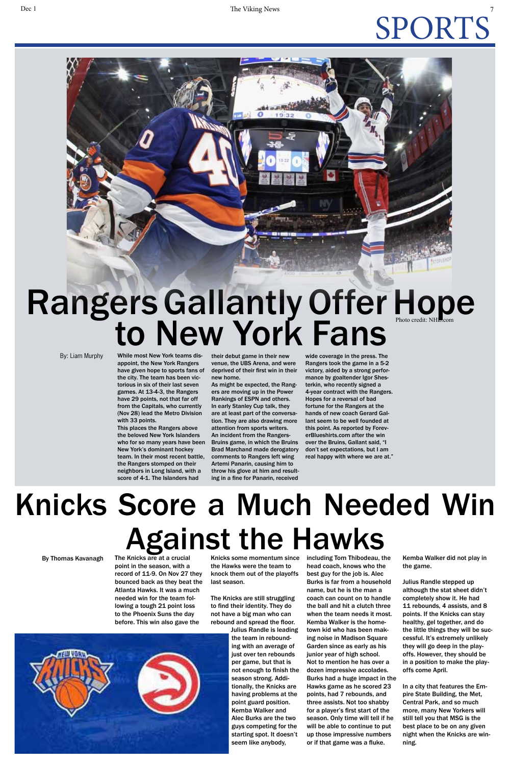# SPORTS

# Rangers Gallantly Offer Hope to New York Fans

Photo credit: NHL.com

By: Liam Murphy

While most New York teams disappoint, the New York Rangers have given hope to sports fans of the city. The team has been victorious in six of their last seven games. At 13-4-3, the Rangers have 29 points, not that far off from the Capitals, who currently (Nov 28) lead the Metro Division with 33 points.

This places the Rangers above the beloved New York Islanders who for so many years have been New York's dominant hockey team. In their most recent battle, the Rangers stomped on their neighbors in Long Island, with a score of 4-1. The Islanders had their debut game in their new venue, the UBS Arena, and were deprived of their first win in their new home.

As might be expected, the Rangers are moving up in the Power Rankings of ESPN and others. In early Stanley Cup talk, they are at least part of the conversation. They are also drawing more attention from sports writers.

An incident from the Rangers-Bruins game, in which the Bruins Brad Marchand made derogatory comments to Rangers left wing Artemi Panarin, causing him to throw his glove at him and resulting in a fine for Panarin, received wide coverage in the press. The Rangers took the game in a 5-2 victory, aided by a strong performance by goaltender Igor Shesterkin, who recently signed a 4-year contract with the Rangers. Hopes for a reversal of bad fortune for the Rangers at the hands of new coach Gerard Gallant seem to be well founded at this point. As reported by ForeverBlueshirts.com after the win over the Bruins, Gallant said, "I don't set expectations, but I am real happy with where we are at."

# Knicks Score a Much Needed Win Against the Hawks

By Thomas Kavanagh

The Knicks are at a crucial point in the season, with a record of 11-9. On Nov 27 they bounced back as they beat the Atlanta Hawks. It was a much needed win for the team following a tough 21 point loss to the Phoenix Suns the day before. This win also gave the Knicks some momentum since the Hawks were the team to knock them out of the playoffs last season.

The Knicks are still struggling to find their identity. They do not have a big man who can rebound and spread the floor. Julius Randle is leading the team in rebounding with an average of just over ten rebounds per game, but that is not enough to finish the season strong. Additionally, the Knicks are having problems at the point guard position. Kemba Walker and Alec Burks are the two guys competing for the starting spot. It doesn't seem like anybody, including Tom Thibodeau, the head coach, knows who the best guy for the job is. Alec Burks is far from a household name, but he is the man a coach can count on to handle the ball and hit a clutch three when the team needs it most. Kemba Walker is the hometown kid who has been making noise in Madison Square Garden since as early as his junior year of high school. Not to mention he has over a dozen impressive accolades. Burks had a huge impact in the Hawks game as he scored 23 points, had 7 rebounds, and three assists. Not too shabby for a player's first start of the season. Only time will tell if he will be able to continue to put up those impressive numbers or if that game was a fluke. Kemba Walker did not play in the game.

Julius Randle stepped up although the stat sheet didn't completely show it. He had 11 rebounds, 4 assists, and 8 points. If the Knicks can stay healthy, gel together, and do the little things they will be successful. It's extremely unlikely they will go deep in the playoffs. However, they should be in a position to make the playoffs come April.

In a city that features the Empire State Building, the Met, Central Park, and so much more, many New Yorkers will still tell you that MSG is the best place to be on any given night when the Knicks are winning.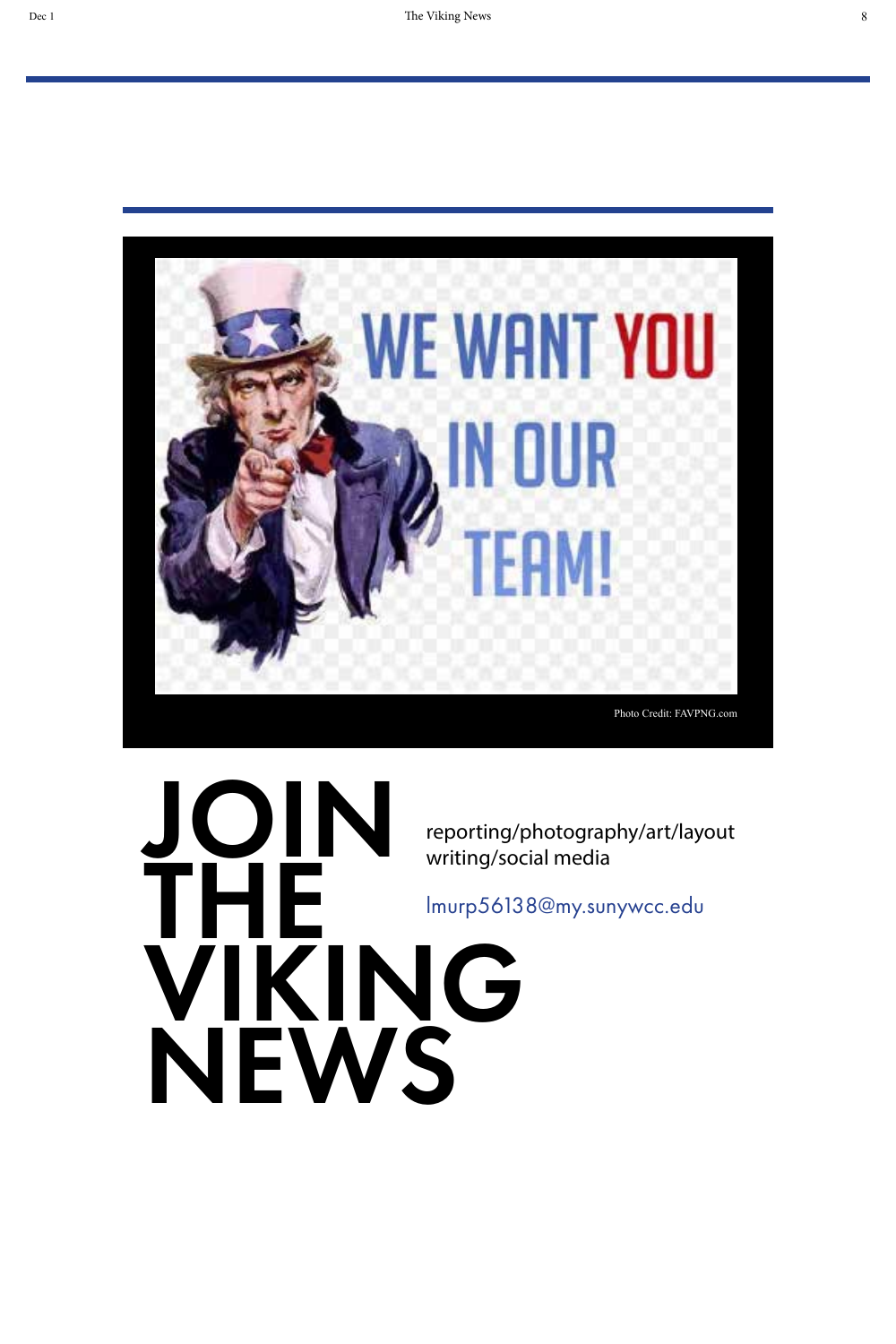Photo Credit: FAVPNG.com

# JOIN THE VIKING NEWS

reporting/photography/art/layout
writing/social media

lmurp56138@my.sunywcc.edu